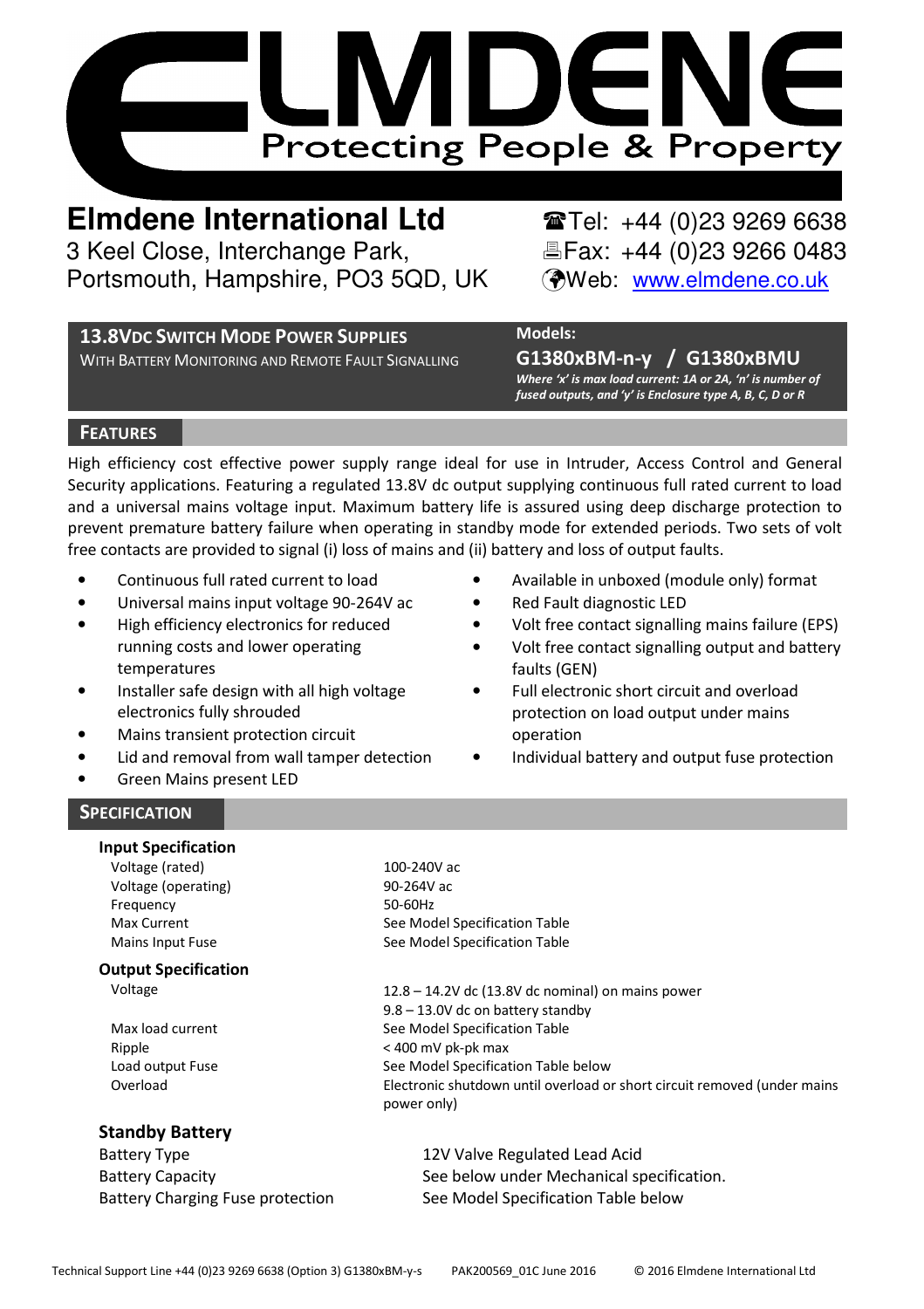# ELMDENE

Protecting People & Property

## Elmdene International Ltd

3 Keel Close, Interchange Park,
Portsmouth, Hampshire, PO3 5QD, UK

☎Tel: +44 (0)23 9269 6638
🖷Fax: +44 (0)23 9266 0483
Web: www.elmdene.co.uk

**13.8VDC SWITCH MODE POWER SUPPLIES**
WITH BATTERY MONITORING AND REMOTE FAULT SIGNALLING

**Models:**
**G1380xBM-n-y / G1380xBMU**
*Where 'x' is max load current: 1A or 2A, 'n' is number of fused outputs, and 'y' is Enclosure type A, B, C, D or R*

## FEATURES

High efficiency cost effective power supply range ideal for use in Intruder, Access Control and General Security applications. Featuring a regulated 13.8V dc output supplying continuous full rated current to load and a universal mains voltage input. Maximum battery life is assured using deep discharge protection to prevent premature battery failure when operating in standby mode for extended periods. Two sets of volt free contacts are provided to signal (i) loss of mains and (ii) battery and loss of output faults.

- Continuous full rated current to load
- Universal mains input voltage 90-264V ac
- High efficiency electronics for reduced running costs and lower operating temperatures
- Installer safe design with all high voltage electronics fully shrouded
- Mains transient protection circuit
- Lid and removal from wall tamper detection
- Green Mains present LED
- Available in unboxed (module only) format
- Red Fault diagnostic LED
- Volt free contact signalling mains failure (EPS)
- Volt free contact signalling output and battery faults (GEN)
- Full electronic short circuit and overload protection on load output under mains operation
- Individual battery and output fuse protection

## SPECIFICATION

**Input Specification**

| | |
|---|---|
| Voltage (rated) | 100-240V ac |
| Voltage (operating) | 90-264V ac |
| Frequency | 50-60Hz |
| Max Current | See Model Specification Table |
| Mains Input Fuse | See Model Specification Table |

**Output Specification**

| | |
|---|---|
| Voltage | 12.8 – 14.2V dc (13.8V dc nominal) on mains power<br>9.8 – 13.0V dc on battery standby |
| Max load current | See Model Specification Table |
| Ripple | < 400 mV pk-pk max |
| Load output Fuse | See Model Specification Table below |
| Overload | Electronic shutdown until overload or short circuit removed (under mains power only) |

**Standby Battery**

| | |
|---|---|
| Battery Type | 12V Valve Regulated Lead Acid |
| Battery Capacity | See below under Mechanical specification. |
| Battery Charging Fuse protection | See Model Specification Table below |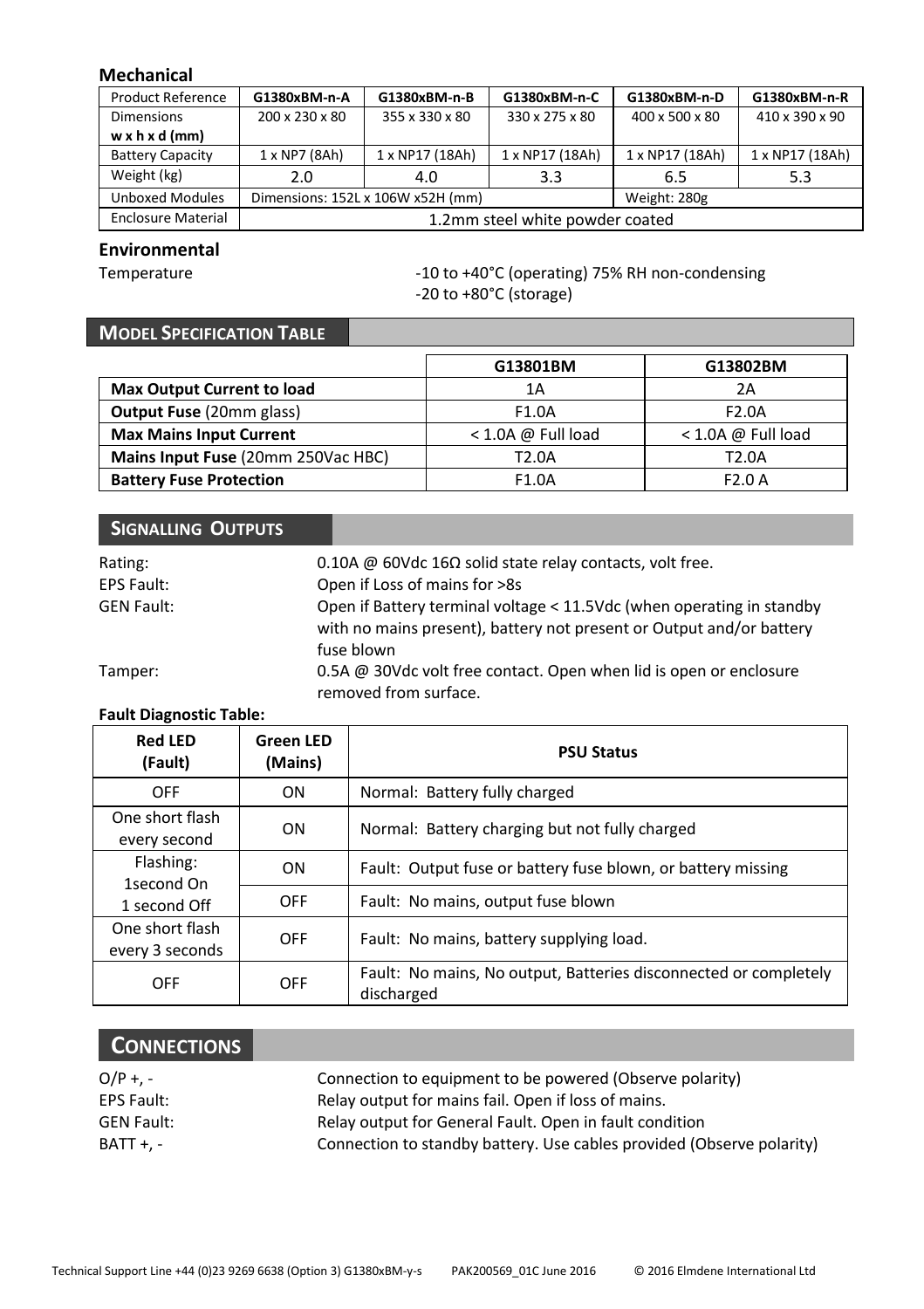## Mechanical

| Product Reference | G1380xBM-n-A | G1380xBM-n-B | G1380xBM-n-C | G1380xBM-n-D | G1380xBM-n-R |
|---|---|---|---|---|---|
| Dimensions w x h x d (mm) | 200 x 230 x 80 | 355 x 330 x 80 | 330 x 275 x 80 | 400 x 500 x 80 | 410 x 390 x 90 |
| Battery Capacity | 1 x NP7 (8Ah) | 1 x NP17 (18Ah) | 1 x NP17 (18Ah) | 1 x NP17 (18Ah) | 1 x NP17 (18Ah) |
| Weight (kg) | 2.0 | 4.0 | 3.3 | 6.5 | 5.3 |
| Unboxed Modules | Dimensions: 152L x 106W x52H (mm) | | | Weight: 280g | |
| Enclosure Material | 1.2mm steel white powder coated | | | | |

## Environmental

Temperature: -10 to +40°C (operating) 75% RH non-condensing
-20 to +80°C (storage)

## Model Specification Table

| | G13801BM | G13802BM |
|---|---|---|
| **Max Output Current to load** | 1A | 2A |
| **Output Fuse** (20mm glass) | F1.0A | F2.0A |
| **Max Mains Input Current** | < 1.0A @ Full load | < 1.0A @ Full load |
| **Mains Input Fuse** (20mm 250Vac HBC) | T2.0A | T2.0A |
| **Battery Fuse Protection** | F1.0A | F2.0 A |

## Signalling Outputs

Rating: 0.10A @ 60Vdc 16Ω solid state relay contacts, volt free.

EPS Fault: Open if Loss of mains for >8s

GEN Fault: Open if Battery terminal voltage < 11.5Vdc (when operating in standby with no mains present), battery not present or Output and/or battery fuse blown

Tamper: 0.5A @ 30Vdc volt free contact. Open when lid is open or enclosure removed from surface.

**Fault Diagnostic Table:**

| Red LED (Fault) | Green LED (Mains) | PSU Status |
|---|---|---|
| OFF | ON | Normal: Battery fully charged |
| One short flash every second | ON | Normal: Battery charging but not fully charged |
| Flashing: 1second On 1 second Off | ON | Fault: Output fuse or battery fuse blown, or battery missing |
| | OFF | Fault: No mains, output fuse blown |
| One short flash every 3 seconds | OFF | Fault: No mains, battery supplying load. |
| OFF | OFF | Fault: No mains, No output, Batteries disconnected or completely discharged |

## Connections

O/P +, -: Connection to equipment to be powered (Observe polarity)

EPS Fault: Relay output for mains fail. Open if loss of mains.

GEN Fault: Relay output for General Fault. Open in fault condition

BATT +, -: Connection to standby battery. Use cables provided (Observe polarity)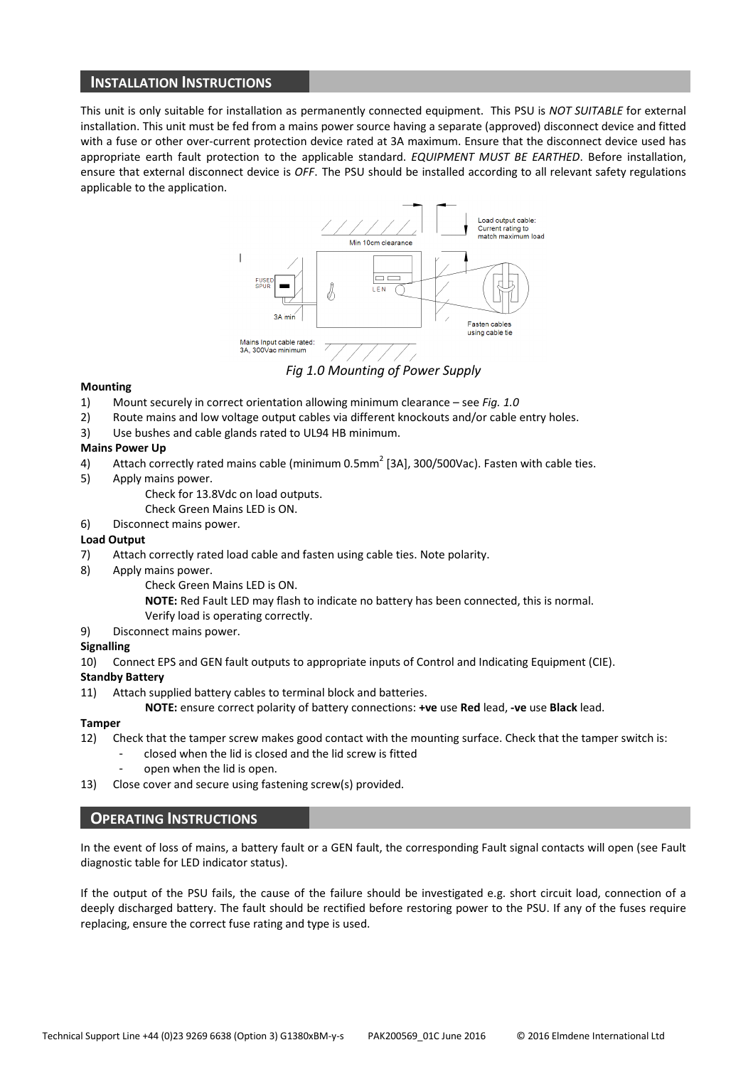## INSTALLATION INSTRUCTIONS

This unit is only suitable for installation as permanently connected equipment. This PSU is *NOT SUITABLE* for external installation. This unit must be fed from a mains power source having a separate (approved) disconnect device and fitted with a fuse or other over-current protection device rated at 3A maximum. Ensure that the disconnect device used has appropriate earth fault protection to the applicable standard. *EQUIPMENT MUST BE EARTHED*. Before installation, ensure that external disconnect device is *OFF*. The PSU should be installed according to all relevant safety regulations applicable to the application.

*Fig 1.0 Mounting of Power Supply*

**Mounting**

1) Mount securely in correct orientation allowing minimum clearance – see *Fig. 1.0*
2) Route mains and low voltage output cables via different knockouts and/or cable entry holes.
3) Use bushes and cable glands rated to UL94 HB minimum.

**Mains Power Up**

4) Attach correctly rated mains cable (minimum 0.5mm$^2$ [3A], 300/500Vac). Fasten with cable ties.
5) Apply mains power.
   Check for 13.8Vdc on load outputs.
   Check Green Mains LED is ON.
6) Disconnect mains power.

**Load Output**

7) Attach correctly rated load cable and fasten using cable ties. Note polarity.
8) Apply mains power.
   Check Green Mains LED is ON.
   **NOTE:** Red Fault LED may flash to indicate no battery has been connected, this is normal.
   Verify load is operating correctly.
9) Disconnect mains power.

**Signalling**

10) Connect EPS and GEN fault outputs to appropriate inputs of Control and Indicating Equipment (CIE).

**Standby Battery**

11) Attach supplied battery cables to terminal block and batteries.
    **NOTE:** ensure correct polarity of battery connections: **+ve** use **Red** lead, **-ve** use **Black** lead.

**Tamper**

12) Check that the tamper screw makes good contact with the mounting surface. Check that the tamper switch is:
    - closed when the lid is closed and the lid screw is fitted
    - open when the lid is open.
13) Close cover and secure using fastening screw(s) provided.

## OPERATING INSTRUCTIONS

In the event of loss of mains, a battery fault or a GEN fault, the corresponding Fault signal contacts will open (see Fault diagnostic table for LED indicator status).

If the output of the PSU fails, the cause of the failure should be investigated e.g. short circuit load, connection of a deeply discharged battery. The fault should be rectified before restoring power to the PSU. If any of the fuses require replacing, ensure the correct fuse rating and type is used.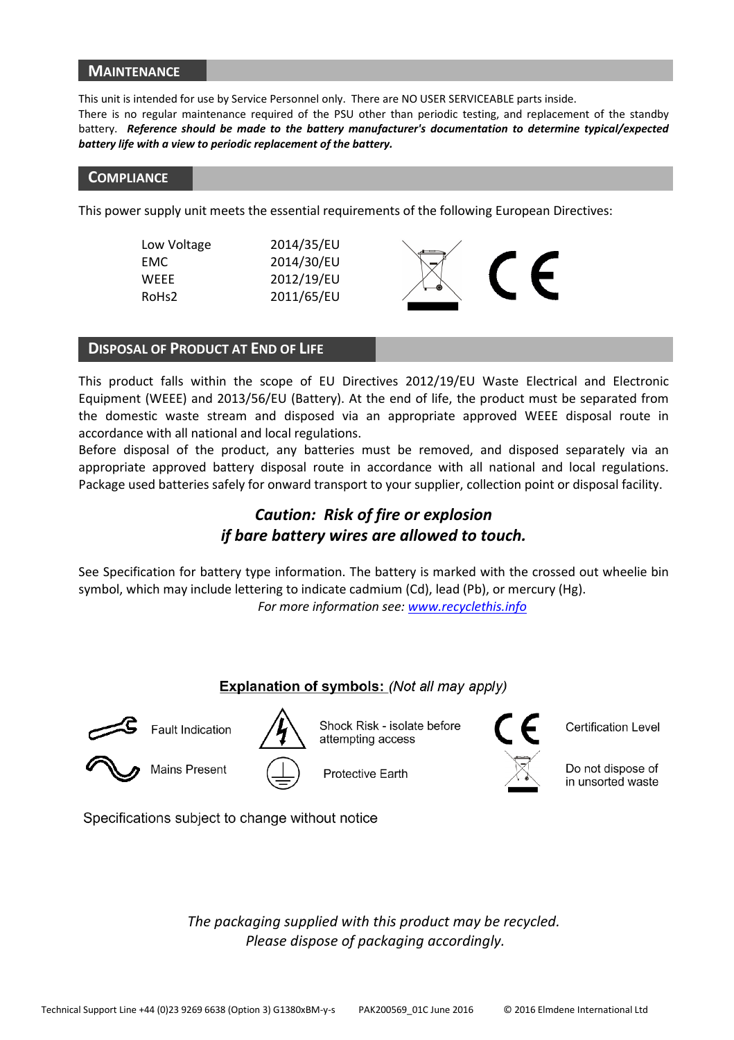## MAINTENANCE

This unit is intended for use by Service Personnel only. There are NO USER SERVICEABLE parts inside.
There is no regular maintenance required of the PSU other than periodic testing, and replacement of the standby battery. ***Reference should be made to the battery manufacturer's documentation to determine typical/expected battery life with a view to periodic replacement of the battery.***

## COMPLIANCE

This power supply unit meets the essential requirements of the following European Directives:

| | |
|---|---|
| Low Voltage | 2014/35/EU |
| EMC | 2014/30/EU |
| WEEE | 2012/19/EU |
| RoHs2 | 2011/65/EU |

## DISPOSAL OF PRODUCT AT END OF LIFE

This product falls within the scope of EU Directives 2012/19/EU Waste Electrical and Electronic Equipment (WEEE) and 2013/56/EU (Battery). At the end of life, the product must be separated from the domestic waste stream and disposed via an appropriate approved WEEE disposal route in accordance with all national and local regulations.
Before disposal of the product, any batteries must be removed, and disposed separately via an appropriate approved battery disposal route in accordance with all national and local regulations. Package used batteries safely for onward transport to your supplier, collection point or disposal facility.

***Caution: Risk of fire or explosion***
***if bare battery wires are allowed to touch.***

See Specification for battery type information. The battery is marked with the crossed out wheelie bin symbol, which may include lettering to indicate cadmium (Cd), lead (Pb), or mercury (Hg).
*For more information see: [www.recyclethis.info](http://www.recyclethis.info)*

**Explanation of symbols:** *(Not all may apply)*

Fault Indication

Mains Present

Shock Risk - isolate before attempting access

Protective Earth

Certification Level

Do not dispose of in unsorted waste

Specifications subject to change without notice

*The packaging supplied with this product may be recycled.*
*Please dispose of packaging accordingly.*

Technical Support Line +44 (0)23 9269 6638 (Option 3) G1380xBM-y-s PAK200569_01C June 2016 © 2016 Elmdene International Ltd